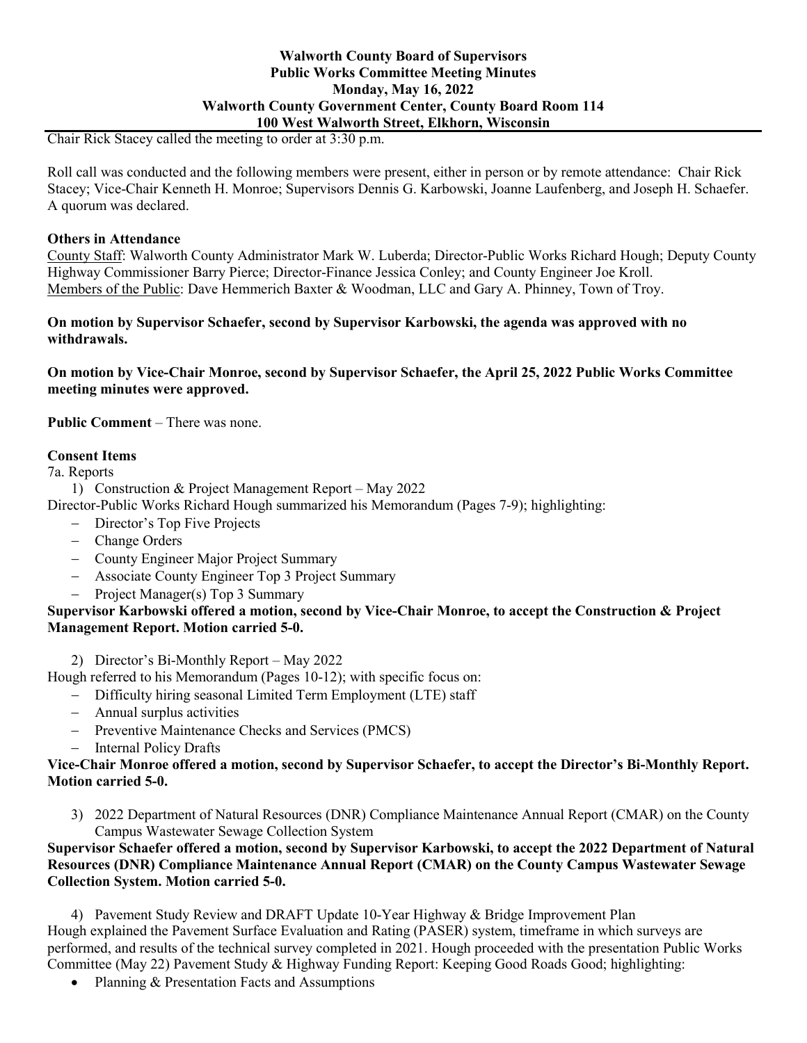**Walworth County Board of Supervisors**
**Public Works Committee Meeting Minutes**
**Monday, May 16, 2022**
**Walworth County Government Center, County Board Room 114**
**100 West Walworth Street, Elkhorn, Wisconsin**

Chair Rick Stacey called the meeting to order at 3:30 p.m.

Roll call was conducted and the following members were present, either in person or by remote attendance: Chair Rick Stacey; Vice-Chair Kenneth H. Monroe; Supervisors Dennis G. Karbowski, Joanne Laufenberg, and Joseph H. Schaefer. A quorum was declared.

**Others in Attendance**

County Staff: Walworth County Administrator Mark W. Luberda; Director-Public Works Richard Hough; Deputy County Highway Commissioner Barry Pierce; Director-Finance Jessica Conley; and County Engineer Joe Kroll.
Members of the Public: Dave Hemmerich Baxter & Woodman, LLC and Gary A. Phinney, Town of Troy.

**On motion by Supervisor Schaefer, second by Supervisor Karbowski, the agenda was approved with no withdrawals.**

**On motion by Vice-Chair Monroe, second by Supervisor Schaefer, the April 25, 2022 Public Works Committee meeting minutes were approved.**

**Public Comment** – There was none.

**Consent Items**

7a. Reports

1) Construction & Project Management Report – May 2022

Director-Public Works Richard Hough summarized his Memorandum (Pages 7-9); highlighting:

- Director's Top Five Projects
- Change Orders
- County Engineer Major Project Summary
- Associate County Engineer Top 3 Project Summary
- Project Manager(s) Top 3 Summary

**Supervisor Karbowski offered a motion, second by Vice-Chair Monroe, to accept the Construction & Project Management Report. Motion carried 5-0.**

2) Director's Bi-Monthly Report – May 2022

Hough referred to his Memorandum (Pages 10-12); with specific focus on:

- Difficulty hiring seasonal Limited Term Employment (LTE) staff
- Annual surplus activities
- Preventive Maintenance Checks and Services (PMCS)
- Internal Policy Drafts

**Vice-Chair Monroe offered a motion, second by Supervisor Schaefer, to accept the Director's Bi-Monthly Report. Motion carried 5-0.**

3) 2022 Department of Natural Resources (DNR) Compliance Maintenance Annual Report (CMAR) on the County Campus Wastewater Sewage Collection System

**Supervisor Schaefer offered a motion, second by Supervisor Karbowski, to accept the 2022 Department of Natural Resources (DNR) Compliance Maintenance Annual Report (CMAR) on the County Campus Wastewater Sewage Collection System. Motion carried 5-0.**

4) Pavement Study Review and DRAFT Update 10-Year Highway & Bridge Improvement Plan

Hough explained the Pavement Surface Evaluation and Rating (PASER) system, timeframe in which surveys are performed, and results of the technical survey completed in 2021. Hough proceeded with the presentation Public Works Committee (May 22) Pavement Study & Highway Funding Report: Keeping Good Roads Good; highlighting:

- Planning & Presentation Facts and Assumptions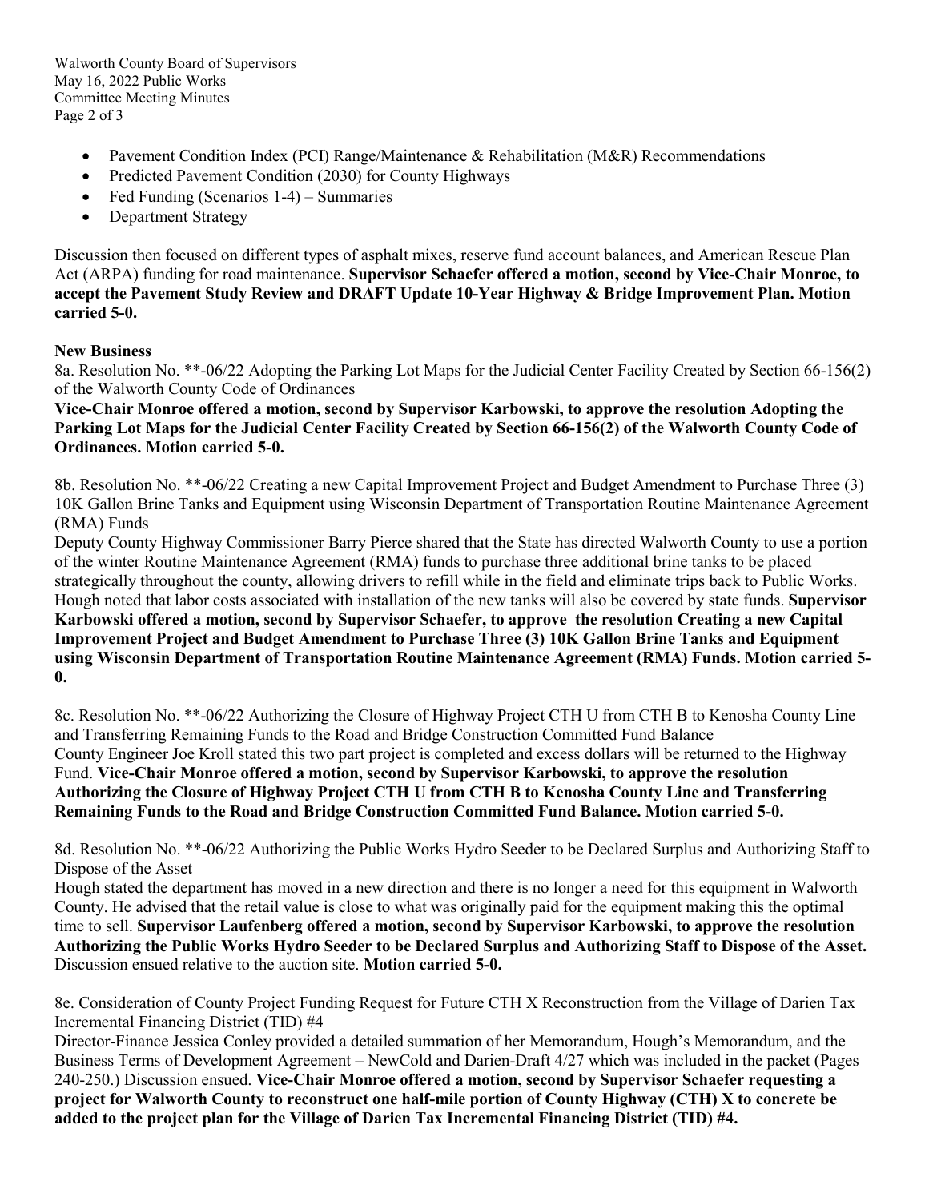- Pavement Condition Index (PCI) Range/Maintenance & Rehabilitation (M&R) Recommendations
- Predicted Pavement Condition (2030) for County Highways
- Fed Funding (Scenarios 1-4) – Summaries
- Department Strategy

Discussion then focused on different types of asphalt mixes, reserve fund account balances, and American Rescue Plan Act (ARPA) funding for road maintenance. **Supervisor Schaefer offered a motion, second by Vice-Chair Monroe, to accept the Pavement Study Review and DRAFT Update 10-Year Highway & Bridge Improvement Plan. Motion carried 5-0.**

**New Business**

8a. Resolution No. **-06/22 Adopting the Parking Lot Maps for the Judicial Center Facility Created by Section 66-156(2) of the Walworth County Code of Ordinances

**Vice-Chair Monroe offered a motion, second by Supervisor Karbowski, to approve the resolution Adopting the Parking Lot Maps for the Judicial Center Facility Created by Section 66-156(2) of the Walworth County Code of Ordinances. Motion carried 5-0.**

8b. Resolution No. **-06/22 Creating a new Capital Improvement Project and Budget Amendment to Purchase Three (3) 10K Gallon Brine Tanks and Equipment using Wisconsin Department of Transportation Routine Maintenance Agreement (RMA) Funds

Deputy County Highway Commissioner Barry Pierce shared that the State has directed Walworth County to use a portion of the winter Routine Maintenance Agreement (RMA) funds to purchase three additional brine tanks to be placed strategically throughout the county, allowing drivers to refill while in the field and eliminate trips back to Public Works. Hough noted that labor costs associated with installation of the new tanks will also be covered by state funds. **Supervisor Karbowski offered a motion, second by Supervisor Schaefer, to approve the resolution Creating a new Capital Improvement Project and Budget Amendment to Purchase Three (3) 10K Gallon Brine Tanks and Equipment using Wisconsin Department of Transportation Routine Maintenance Agreement (RMA) Funds. Motion carried 5-0.**

8c. Resolution No. **-06/22 Authorizing the Closure of Highway Project CTH U from CTH B to Kenosha County Line and Transferring Remaining Funds to the Road and Bridge Construction Committed Fund Balance

County Engineer Joe Kroll stated this two part project is completed and excess dollars will be returned to the Highway Fund. **Vice-Chair Monroe offered a motion, second by Supervisor Karbowski, to approve the resolution Authorizing the Closure of Highway Project CTH U from CTH B to Kenosha County Line and Transferring Remaining Funds to the Road and Bridge Construction Committed Fund Balance. Motion carried 5-0.**

8d. Resolution No. **-06/22 Authorizing the Public Works Hydro Seeder to be Declared Surplus and Authorizing Staff to Dispose of the Asset

Hough stated the department has moved in a new direction and there is no longer a need for this equipment in Walworth County. He advised that the retail value is close to what was originally paid for the equipment making this the optimal time to sell. **Supervisor Laufenberg offered a motion, second by Supervisor Karbowski, to approve the resolution Authorizing the Public Works Hydro Seeder to be Declared Surplus and Authorizing Staff to Dispose of the Asset.** Discussion ensued relative to the auction site. **Motion carried 5-0.**

8e. Consideration of County Project Funding Request for Future CTH X Reconstruction from the Village of Darien Tax Incremental Financing District (TID) #4

Director-Finance Jessica Conley provided a detailed summation of her Memorandum, Hough's Memorandum, and the Business Terms of Development Agreement – NewCold and Darien-Draft 4/27 which was included in the packet (Pages 240-250.) Discussion ensued. **Vice-Chair Monroe offered a motion, second by Supervisor Schaefer requesting a project for Walworth County to reconstruct one half-mile portion of County Highway (CTH) X to concrete be added to the project plan for the Village of Darien Tax Incremental Financing District (TID) #4.**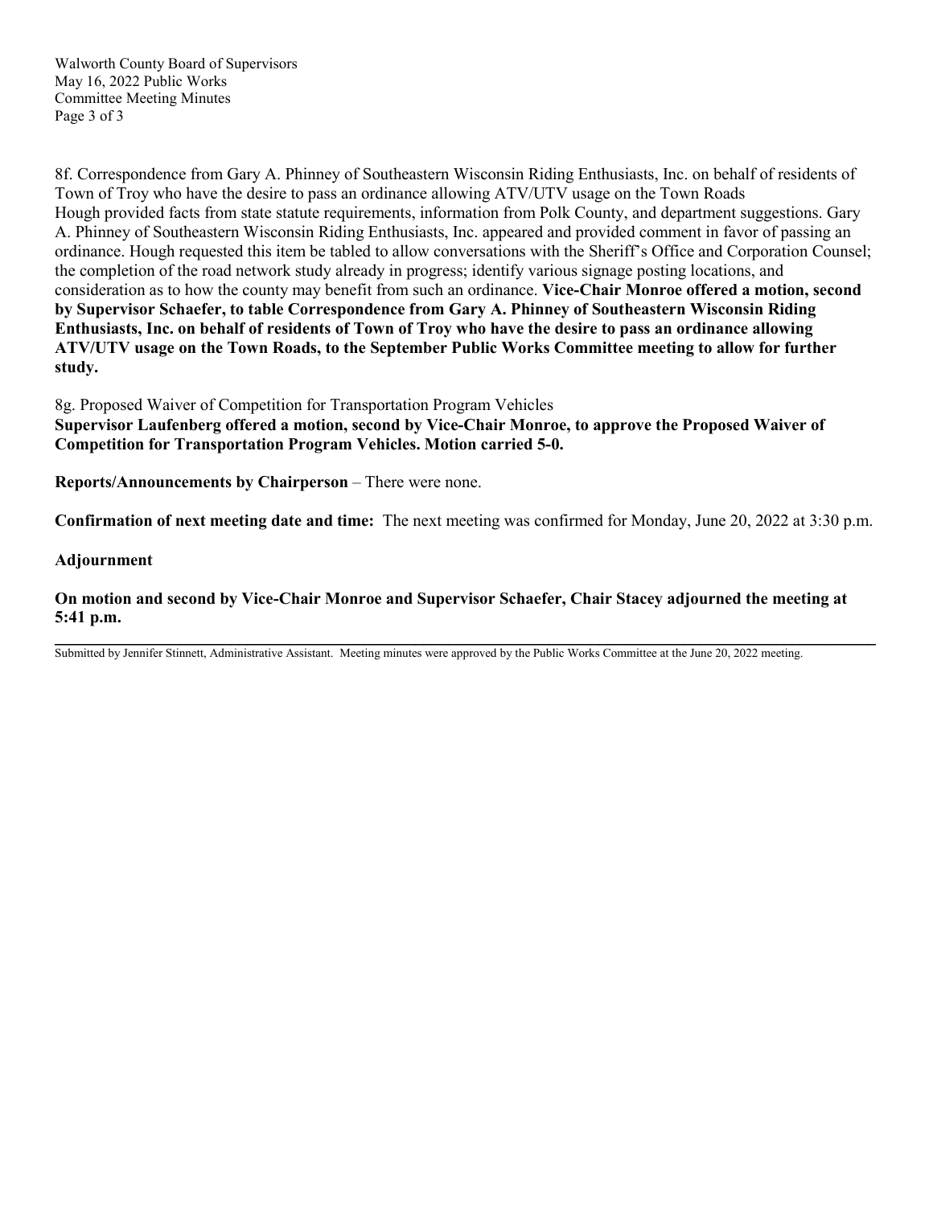8f. Correspondence from Gary A. Phinney of Southeastern Wisconsin Riding Enthusiasts, Inc. on behalf of residents of Town of Troy who have the desire to pass an ordinance allowing ATV/UTV usage on the Town Roads
Hough provided facts from state statute requirements, information from Polk County, and department suggestions. Gary A. Phinney of Southeastern Wisconsin Riding Enthusiasts, Inc. appeared and provided comment in favor of passing an ordinance. Hough requested this item be tabled to allow conversations with the Sheriff's Office and Corporation Counsel; the completion of the road network study already in progress; identify various signage posting locations, and consideration as to how the county may benefit from such an ordinance. **Vice-Chair Monroe offered a motion, second by Supervisor Schaefer, to table Correspondence from Gary A. Phinney of Southeastern Wisconsin Riding Enthusiasts, Inc. on behalf of residents of Town of Troy who have the desire to pass an ordinance allowing ATV/UTV usage on the Town Roads, to the September Public Works Committee meeting to allow for further study.**

8g. Proposed Waiver of Competition for Transportation Program Vehicles
**Supervisor Laufenberg offered a motion, second by Vice-Chair Monroe, to approve the Proposed Waiver of Competition for Transportation Program Vehicles. Motion carried 5-0.**

**Reports/Announcements by Chairperson** – There were none.

**Confirmation of next meeting date and time:** The next meeting was confirmed for Monday, June 20, 2022 at 3:30 p.m.

**Adjournment**

**On motion and second by Vice-Chair Monroe and Supervisor Schaefer, Chair Stacey adjourned the meeting at 5:41 p.m.**

---

Submitted by Jennifer Stinnett, Administrative Assistant. Meeting minutes were approved by the Public Works Committee at the June 20, 2022 meeting.